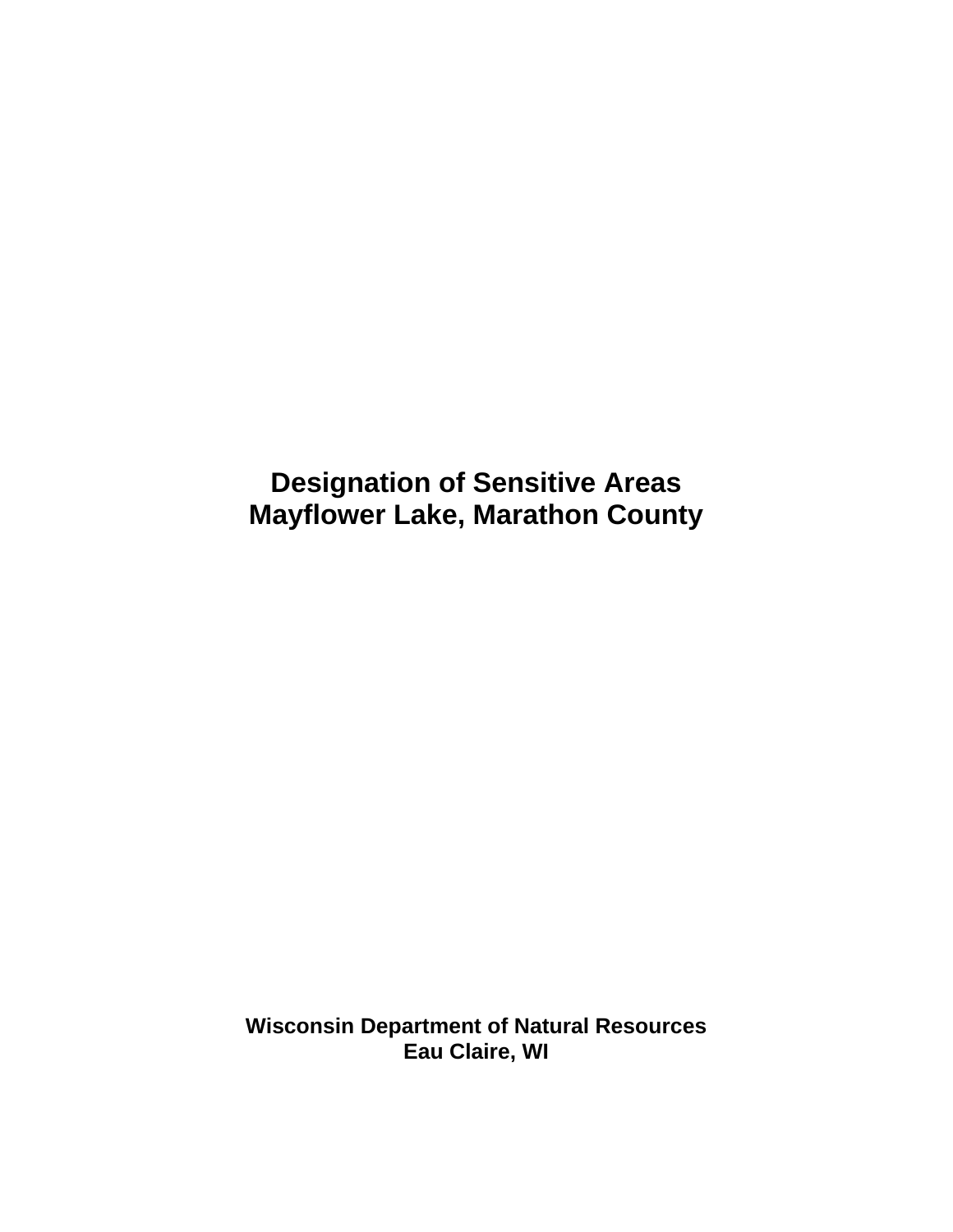# Designation of Sensitive Areas
# Mayflower Lake, Marathon County

**Wisconsin Department of Natural Resources**
**Eau Claire, WI**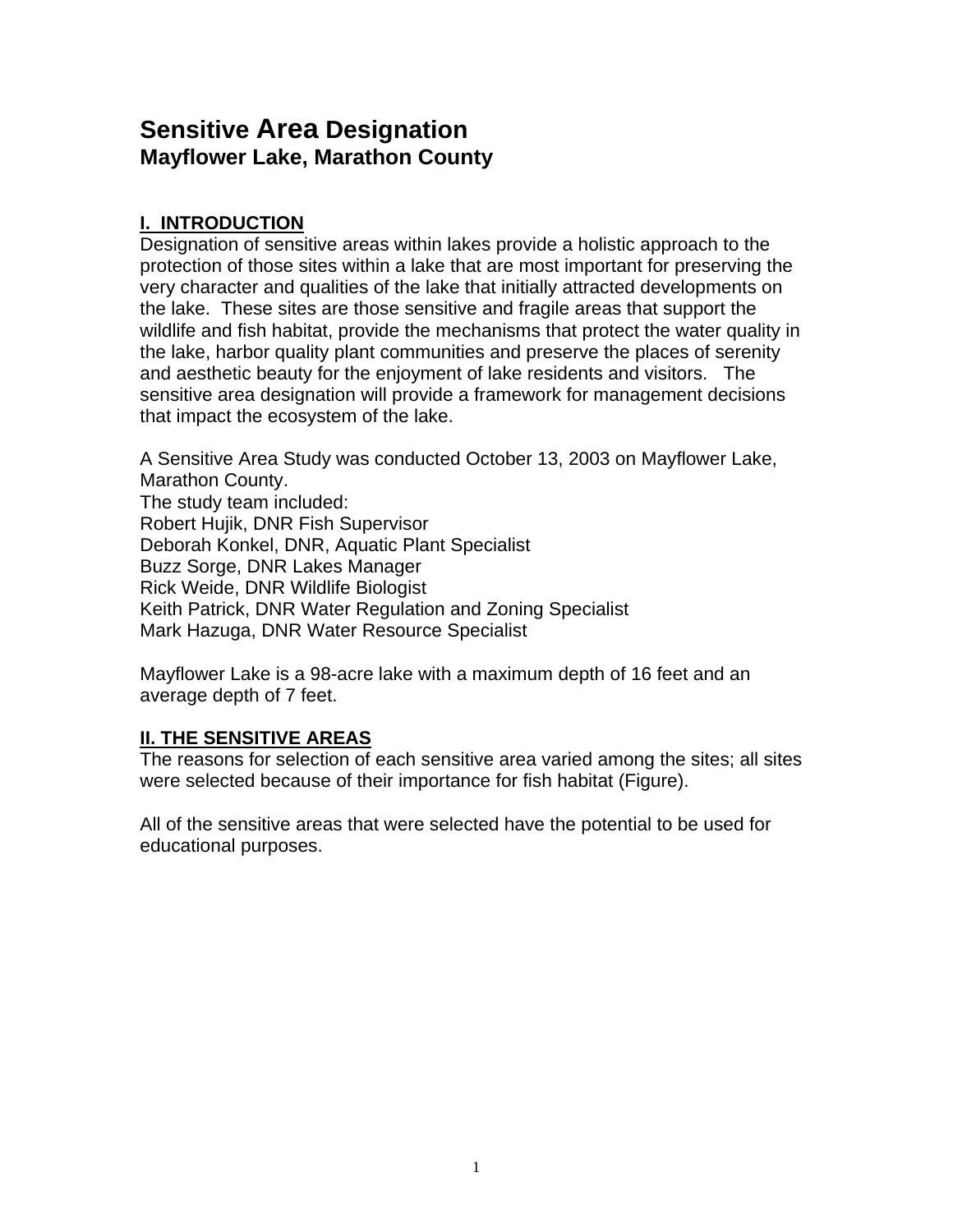# Sensitive Area Designation
## Mayflower Lake, Marathon County

### I. INTRODUCTION

Designation of sensitive areas within lakes provide a holistic approach to the protection of those sites within a lake that are most important for preserving the very character and qualities of the lake that initially attracted developments on the lake. These sites are those sensitive and fragile areas that support the wildlife and fish habitat, provide the mechanisms that protect the water quality in the lake, harbor quality plant communities and preserve the places of serenity and aesthetic beauty for the enjoyment of lake residents and visitors. The sensitive area designation will provide a framework for management decisions that impact the ecosystem of the lake.

A Sensitive Area Study was conducted October 13, 2003 on Mayflower Lake, Marathon County.
The study team included:
Robert Hujik, DNR Fish Supervisor
Deborah Konkel, DNR, Aquatic Plant Specialist
Buzz Sorge, DNR Lakes Manager
Rick Weide, DNR Wildlife Biologist
Keith Patrick, DNR Water Regulation and Zoning Specialist
Mark Hazuga, DNR Water Resource Specialist

Mayflower Lake is a 98-acre lake with a maximum depth of 16 feet and an average depth of 7 feet.

### II. THE SENSITIVE AREAS

The reasons for selection of each sensitive area varied among the sites; all sites were selected because of their importance for fish habitat (Figure).

All of the sensitive areas that were selected have the potential to be used for educational purposes.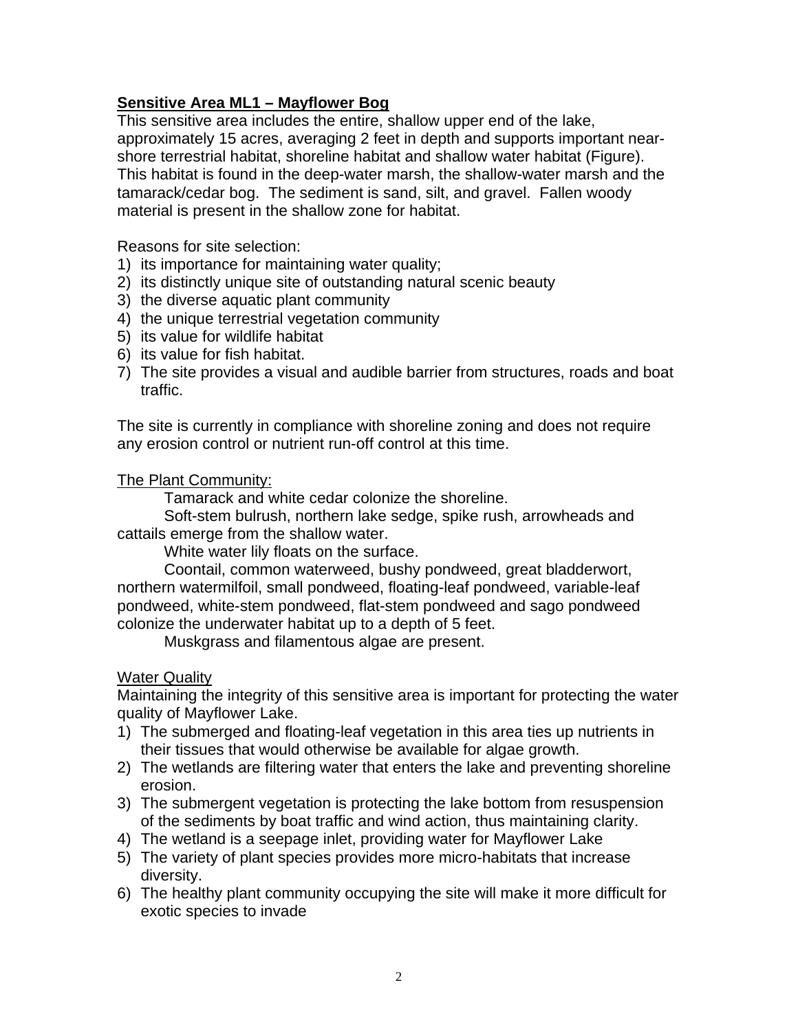**Sensitive Area ML1 – Mayflower Bog**

This sensitive area includes the entire, shallow upper end of the lake, approximately 15 acres, averaging 2 feet in depth and supports important near-shore terrestrial habitat, shoreline habitat and shallow water habitat (Figure). This habitat is found in the deep-water marsh, the shallow-water marsh and the tamarack/cedar bog. The sediment is sand, silt, and gravel. Fallen woody material is present in the shallow zone for habitat.

Reasons for site selection:

1) its importance for maintaining water quality;
2) its distinctly unique site of outstanding natural scenic beauty
3) the diverse aquatic plant community
4) the unique terrestrial vegetation community
5) its value for wildlife habitat
6) its value for fish habitat.
7) The site provides a visual and audible barrier from structures, roads and boat traffic.

The site is currently in compliance with shoreline zoning and does not require any erosion control or nutrient run-off control at this time.

<u>The Plant Community:</u>

Tamarack and white cedar colonize the shoreline.

Soft-stem bulrush, northern lake sedge, spike rush, arrowheads and cattails emerge from the shallow water.

White water lily floats on the surface.

Coontail, common waterweed, bushy pondweed, great bladderwort, northern watermilfoil, small pondweed, floating-leaf pondweed, variable-leaf pondweed, white-stem pondweed, flat-stem pondweed and sago pondweed colonize the underwater habitat up to a depth of 5 feet.

Muskgrass and filamentous algae are present.

<u>Water Quality</u>

Maintaining the integrity of this sensitive area is important for protecting the water quality of Mayflower Lake.

1) The submerged and floating-leaf vegetation in this area ties up nutrients in their tissues that would otherwise be available for algae growth.
2) The wetlands are filtering water that enters the lake and preventing shoreline erosion.
3) The submergent vegetation is protecting the lake bottom from resuspension of the sediments by boat traffic and wind action, thus maintaining clarity.
4) The wetland is a seepage inlet, providing water for Mayflower Lake
5) The variety of plant species provides more micro-habitats that increase diversity.
6) The healthy plant community occupying the site will make it more difficult for exotic species to invade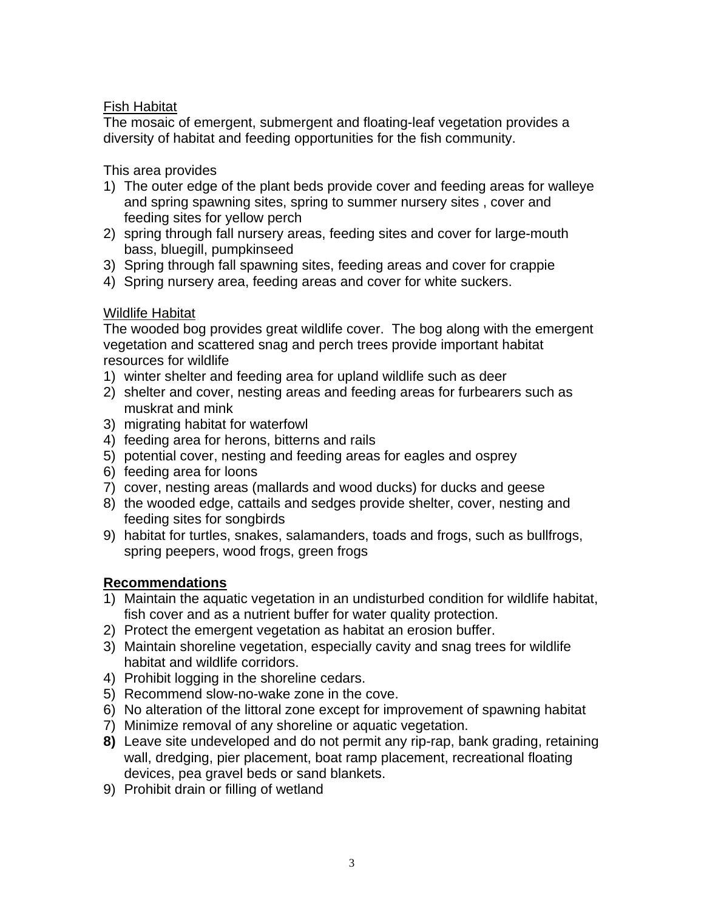Fish Habitat

The mosaic of emergent, submergent and floating-leaf vegetation provides a diversity of habitat and feeding opportunities for the fish community.

This area provides

1) The outer edge of the plant beds provide cover and feeding areas for walleye and spring spawning sites, spring to summer nursery sites , cover and feeding sites for yellow perch
2) spring through fall nursery areas, feeding sites and cover for large-mouth bass, bluegill, pumpkinseed
3) Spring through fall spawning sites, feeding areas and cover for crappie
4) Spring nursery area, feeding areas and cover for white suckers.

Wildlife Habitat

The wooded bog provides great wildlife cover. The bog along with the emergent vegetation and scattered snag and perch trees provide important habitat resources for wildlife

1) winter shelter and feeding area for upland wildlife such as deer
2) shelter and cover, nesting areas and feeding areas for furbearers such as muskrat and mink
3) migrating habitat for waterfowl
4) feeding area for herons, bitterns and rails
5) potential cover, nesting and feeding areas for eagles and osprey
6) feeding area for loons
7) cover, nesting areas (mallards and wood ducks) for ducks and geese
8) the wooded edge, cattails and sedges provide shelter, cover, nesting and feeding sites for songbirds
9) habitat for turtles, snakes, salamanders, toads and frogs, such as bullfrogs, spring peepers, wood frogs, green frogs

**Recommendations**

1) Maintain the aquatic vegetation in an undisturbed condition for wildlife habitat, fish cover and as a nutrient buffer for water quality protection.
2) Protect the emergent vegetation as habitat an erosion buffer.
3) Maintain shoreline vegetation, especially cavity and snag trees for wildlife habitat and wildlife corridors.
4) Prohibit logging in the shoreline cedars.
5) Recommend slow-no-wake zone in the cove.
6) No alteration of the littoral zone except for improvement of spawning habitat
7) Minimize removal of any shoreline or aquatic vegetation.
8) Leave site undeveloped and do not permit any rip-rap, bank grading, retaining wall, dredging, pier placement, boat ramp placement, recreational floating devices, pea gravel beds or sand blankets.
9) Prohibit drain or filling of wetland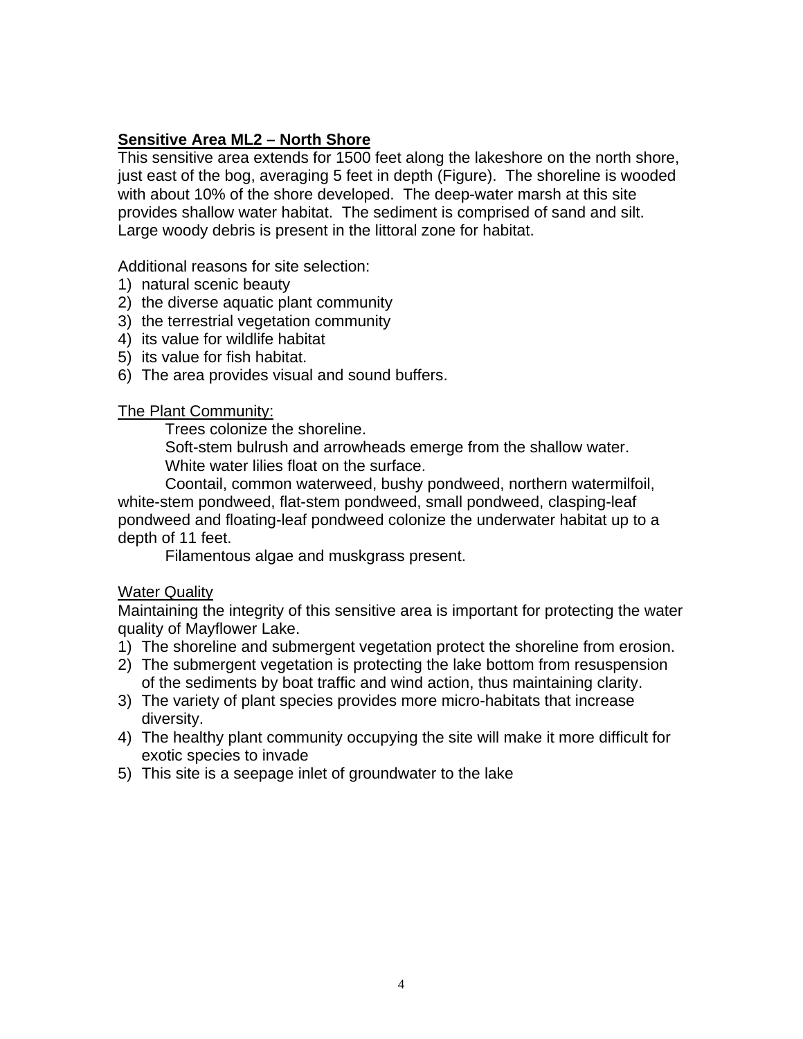**Sensitive Area ML2 – North Shore**

This sensitive area extends for 1500 feet along the lakeshore on the north shore, just east of the bog, averaging 5 feet in depth (Figure). The shoreline is wooded with about 10% of the shore developed. The deep-water marsh at this site provides shallow water habitat. The sediment is comprised of sand and silt. Large woody debris is present in the littoral zone for habitat.

Additional reasons for site selection:

1) natural scenic beauty
2) the diverse aquatic plant community
3) the terrestrial vegetation community
4) its value for wildlife habitat
5) its value for fish habitat.
6) The area provides visual and sound buffers.

<u>The Plant Community:</u>

Trees colonize the shoreline.

Soft-stem bulrush and arrowheads emerge from the shallow water.

White water lilies float on the surface.

Coontail, common waterweed, bushy pondweed, northern watermilfoil, white-stem pondweed, flat-stem pondweed, small pondweed, clasping-leaf pondweed and floating-leaf pondweed colonize the underwater habitat up to a depth of 11 feet.

Filamentous algae and muskgrass present.

<u>Water Quality</u>

Maintaining the integrity of this sensitive area is important for protecting the water quality of Mayflower Lake.

1) The shoreline and submergent vegetation protect the shoreline from erosion.
2) The submergent vegetation is protecting the lake bottom from resuspension of the sediments by boat traffic and wind action, thus maintaining clarity.
3) The variety of plant species provides more micro-habitats that increase diversity.
4) The healthy plant community occupying the site will make it more difficult for exotic species to invade
5) This site is a seepage inlet of groundwater to the lake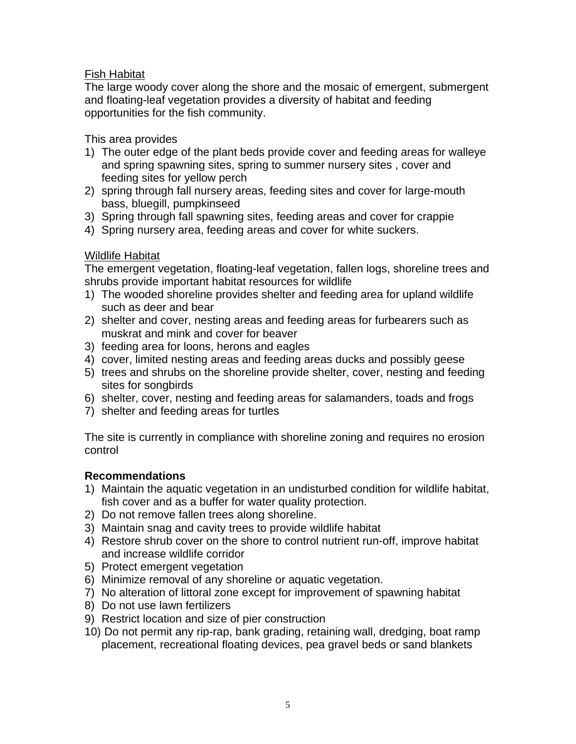Fish Habitat

The large woody cover along the shore and the mosaic of emergent, submergent and floating-leaf vegetation provides a diversity of habitat and feeding opportunities for the fish community.

This area provides

1) The outer edge of the plant beds provide cover and feeding areas for walleye and spring spawning sites, spring to summer nursery sites , cover and feeding sites for yellow perch
2) spring through fall nursery areas, feeding sites and cover for large-mouth bass, bluegill, pumpkinseed
3) Spring through fall spawning sites, feeding areas and cover for crappie
4) Spring nursery area, feeding areas and cover for white suckers.

Wildlife Habitat

The emergent vegetation, floating-leaf vegetation, fallen logs, shoreline trees and shrubs provide important habitat resources for wildlife

1) The wooded shoreline provides shelter and feeding area for upland wildlife such as deer and bear
2) shelter and cover, nesting areas and feeding areas for furbearers such as muskrat and mink and cover for beaver
3) feeding area for loons, herons and eagles
4) cover, limited nesting areas and feeding areas ducks and possibly geese
5) trees and shrubs on the shoreline provide shelter, cover, nesting and feeding sites for songbirds
6) shelter, cover, nesting and feeding areas for salamanders, toads and frogs
7) shelter and feeding areas for turtles

The site is currently in compliance with shoreline zoning and requires no erosion control

**Recommendations**

1) Maintain the aquatic vegetation in an undisturbed condition for wildlife habitat, fish cover and as a buffer for water quality protection.
2) Do not remove fallen trees along shoreline.
3) Maintain snag and cavity trees to provide wildlife habitat
4) Restore shrub cover on the shore to control nutrient run-off, improve habitat and increase wildlife corridor
5) Protect emergent vegetation
6) Minimize removal of any shoreline or aquatic vegetation.
7) No alteration of littoral zone except for improvement of spawning habitat
8) Do not use lawn fertilizers
9) Restrict location and size of pier construction
10) Do not permit any rip-rap, bank grading, retaining wall, dredging, boat ramp placement, recreational floating devices, pea gravel beds or sand blankets